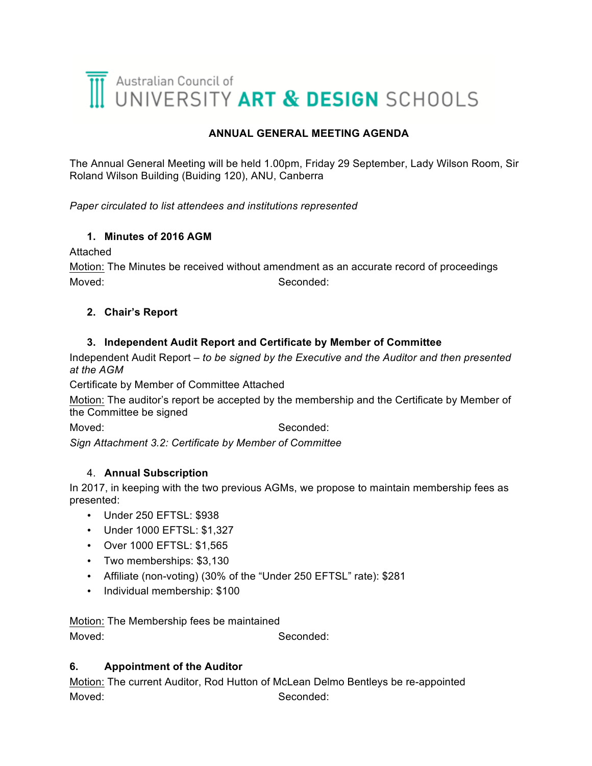Australian Council of UNIVERSITY **ART & DESIGN** SCHOOLS

**ANNUAL GENERAL MEETING AGENDA**

The Annual General Meeting will be held 1.00pm, Friday 29 September, Lady Wilson Room, Sir Roland Wilson Building (Buiding 120), ANU, Canberra

*Paper circulated to list attendees and institutions represented*

1. **Minutes of 2016 AGM**

Attached

Motion: The Minutes be received without amendment as an accurate record of proceedings

Moved: Seconded:

2. **Chair's Report**

3. **Independent Audit Report and Certificate by Member of Committee**

Independent Audit Report – *to be signed by the Executive and the Auditor and then presented at the AGM*

Certificate by Member of Committee Attached

Motion: The auditor's report be accepted by the membership and the Certificate by Member of the Committee be signed

Moved: Seconded:

*Sign Attachment 3.2: Certificate by Member of Committee*

4. **Annual Subscription**

In 2017, in keeping with the two previous AGMs, we propose to maintain membership fees as presented:

- Under 250 EFTSL: $938
- Under 1000 EFTSL: $1,327
- Over 1000 EFTSL: $1,565
- Two memberships: $3,130
- Affiliate (non-voting) (30% of the "Under 250 EFTSL" rate): $281
- Individual membership: $100

Motion: The Membership fees be maintained

Moved: Seconded:

**6. Appointment of the Auditor**

Motion: The current Auditor, Rod Hutton of McLean Delmo Bentleys be re-appointed

Moved: Seconded: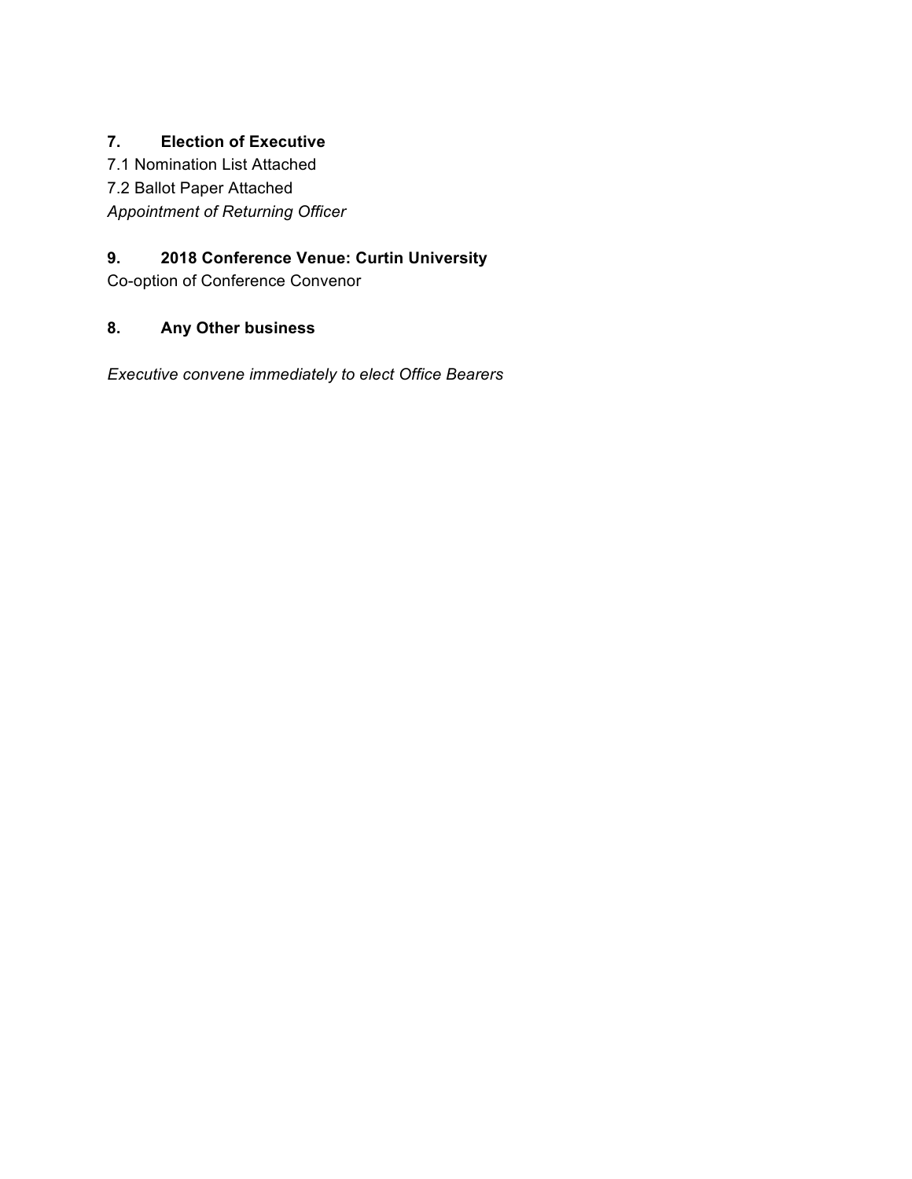**7. Election of Executive**

7.1 Nomination List Attached

7.2 Ballot Paper Attached

*Appointment of Returning Officer*

**9. 2018 Conference Venue: Curtin University**

Co-option of Conference Convenor

**8. Any Other business**

*Executive convene immediately to elect Office Bearers*